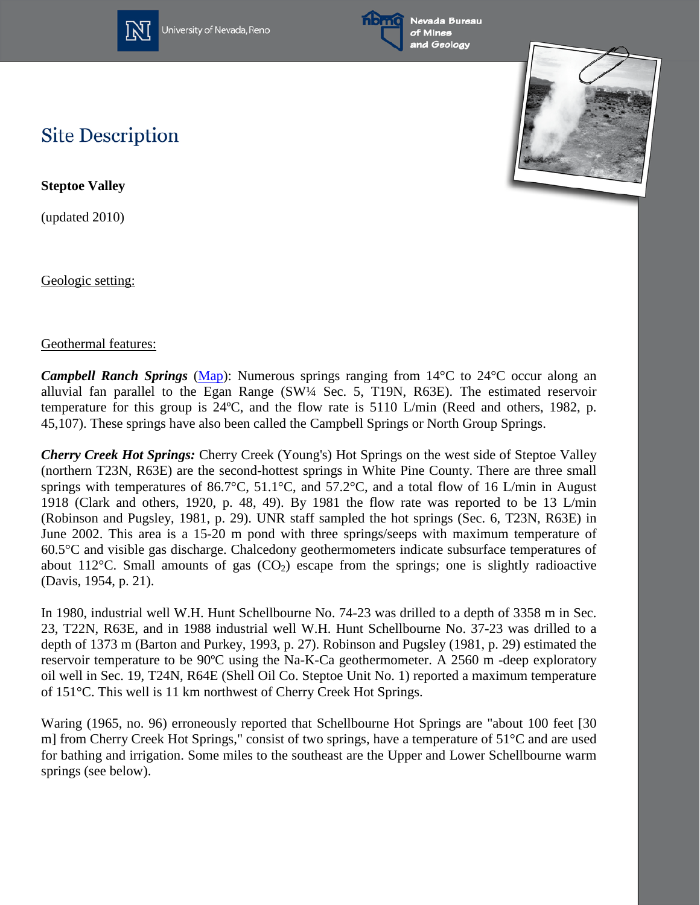# Site Description

**Steptoe Valley**

(updated 2010)

Geologic setting:

Geothermal features:

***Campbell Ranch Springs*** (Map): Numerous springs ranging from 14°C to 24°C occur along an alluvial fan parallel to the Egan Range (SW¼ Sec. 5, T19N, R63E). The estimated reservoir temperature for this group is 24ºC, and the flow rate is 5110 L/min (Reed and others, 1982, p. 45,107). These springs have also been called the Campbell Springs or North Group Springs.

***Cherry Creek Hot Springs:*** Cherry Creek (Young's) Hot Springs on the west side of Steptoe Valley (northern T23N, R63E) are the second-hottest springs in White Pine County. There are three small springs with temperatures of 86.7°C, 51.1°C, and 57.2°C, and a total flow of 16 L/min in August 1918 (Clark and others, 1920, p. 48, 49). By 1981 the flow rate was reported to be 13 L/min (Robinson and Pugsley, 1981, p. 29). UNR staff sampled the hot springs (Sec. 6, T23N, R63E) in June 2002. This area is a 15-20 m pond with three springs/seeps with maximum temperature of 60.5°C and visible gas discharge. Chalcedony geothermometers indicate subsurface temperatures of about 112°C. Small amounts of gas ($CO_2$) escape from the springs; one is slightly radioactive (Davis, 1954, p. 21).

In 1980, industrial well W.H. Hunt Schellbourne No. 74-23 was drilled to a depth of 3358 m in Sec. 23, T22N, R63E, and in 1988 industrial well W.H. Hunt Schellbourne No. 37-23 was drilled to a depth of 1373 m (Barton and Purkey, 1993, p. 27). Robinson and Pugsley (1981, p. 29) estimated the reservoir temperature to be 90ºC using the Na-K-Ca geothermometer. A 2560 m -deep exploratory oil well in Sec. 19, T24N, R64E (Shell Oil Co. Steptoe Unit No. 1) reported a maximum temperature of 151°C. This well is 11 km northwest of Cherry Creek Hot Springs.

Waring (1965, no. 96) erroneously reported that Schellbourne Hot Springs are "about 100 feet [30 m] from Cherry Creek Hot Springs," consist of two springs, have a temperature of 51°C and are used for bathing and irrigation. Some miles to the southeast are the Upper and Lower Schellbourne warm springs (see below).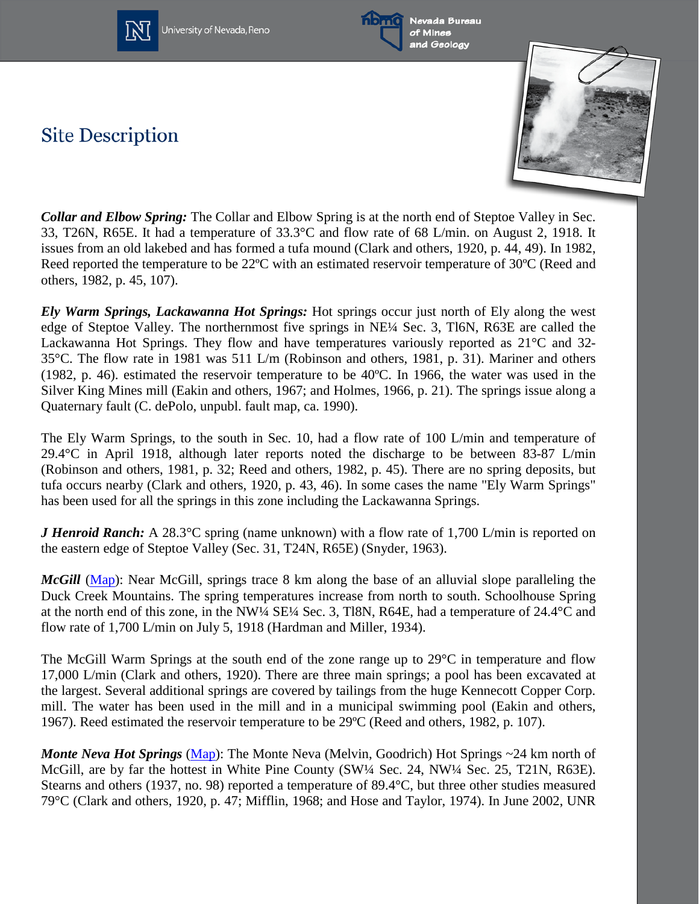## Site Description

***Collar and Elbow Spring:*** The Collar and Elbow Spring is at the north end of Steptoe Valley in Sec. 33, T26N, R65E. It had a temperature of 33.3°C and flow rate of 68 L/min. on August 2, 1918. It issues from an old lakebed and has formed a tufa mound (Clark and others, 1920, p. 44, 49). In 1982, Reed reported the temperature to be 22ºC with an estimated reservoir temperature of 30ºC (Reed and others, 1982, p. 45, 107).

***Ely Warm Springs, Lackawanna Hot Springs:*** Hot springs occur just north of Ely along the west edge of Steptoe Valley. The northernmost five springs in NE¼ Sec. 3, Tl6N, R63E are called the Lackawanna Hot Springs. They flow and have temperatures variously reported as 21°C and 32-35°C. The flow rate in 1981 was 511 L/m (Robinson and others, 1981, p. 31). Mariner and others (1982, p. 46). estimated the reservoir temperature to be 40ºC. In 1966, the water was used in the Silver King Mines mill (Eakin and others, 1967; and Holmes, 1966, p. 21). The springs issue along a Quaternary fault (C. dePolo, unpubl. fault map, ca. 1990).

The Ely Warm Springs, to the south in Sec. 10, had a flow rate of 100 L/min and temperature of 29.4°C in April 1918, although later reports noted the discharge to be between 83-87 L/min (Robinson and others, 1981, p. 32; Reed and others, 1982, p. 45). There are no spring deposits, but tufa occurs nearby (Clark and others, 1920, p. 43, 46). In some cases the name "Ely Warm Springs" has been used for all the springs in this zone including the Lackawanna Springs.

***J Henroid Ranch:*** A 28.3°C spring (name unknown) with a flow rate of 1,700 L/min is reported on the eastern edge of Steptoe Valley (Sec. 31, T24N, R65E) (Snyder, 1963).

***McGill*** (Map): Near McGill, springs trace 8 km along the base of an alluvial slope paralleling the Duck Creek Mountains. The spring temperatures increase from north to south. Schoolhouse Spring at the north end of this zone, in the NW¼ SE¼ Sec. 3, Tl8N, R64E, had a temperature of 24.4°C and flow rate of 1,700 L/min on July 5, 1918 (Hardman and Miller, 1934).

The McGill Warm Springs at the south end of the zone range up to 29°C in temperature and flow 17,000 L/min (Clark and others, 1920). There are three main springs; a pool has been excavated at the largest. Several additional springs are covered by tailings from the huge Kennecott Copper Corp. mill. The water has been used in the mill and in a municipal swimming pool (Eakin and others, 1967). Reed estimated the reservoir temperature to be 29ºC (Reed and others, 1982, p. 107).

***Monte Neva Hot Springs*** (Map): The Monte Neva (Melvin, Goodrich) Hot Springs ~24 km north of McGill, are by far the hottest in White Pine County (SW¼ Sec. 24, NW¼ Sec. 25, T21N, R63E). Stearns and others (1937, no. 98) reported a temperature of 89.4°C, but three other studies measured 79°C (Clark and others, 1920, p. 47; Mifflin, 1968; and Hose and Taylor, 1974). In June 2002, UNR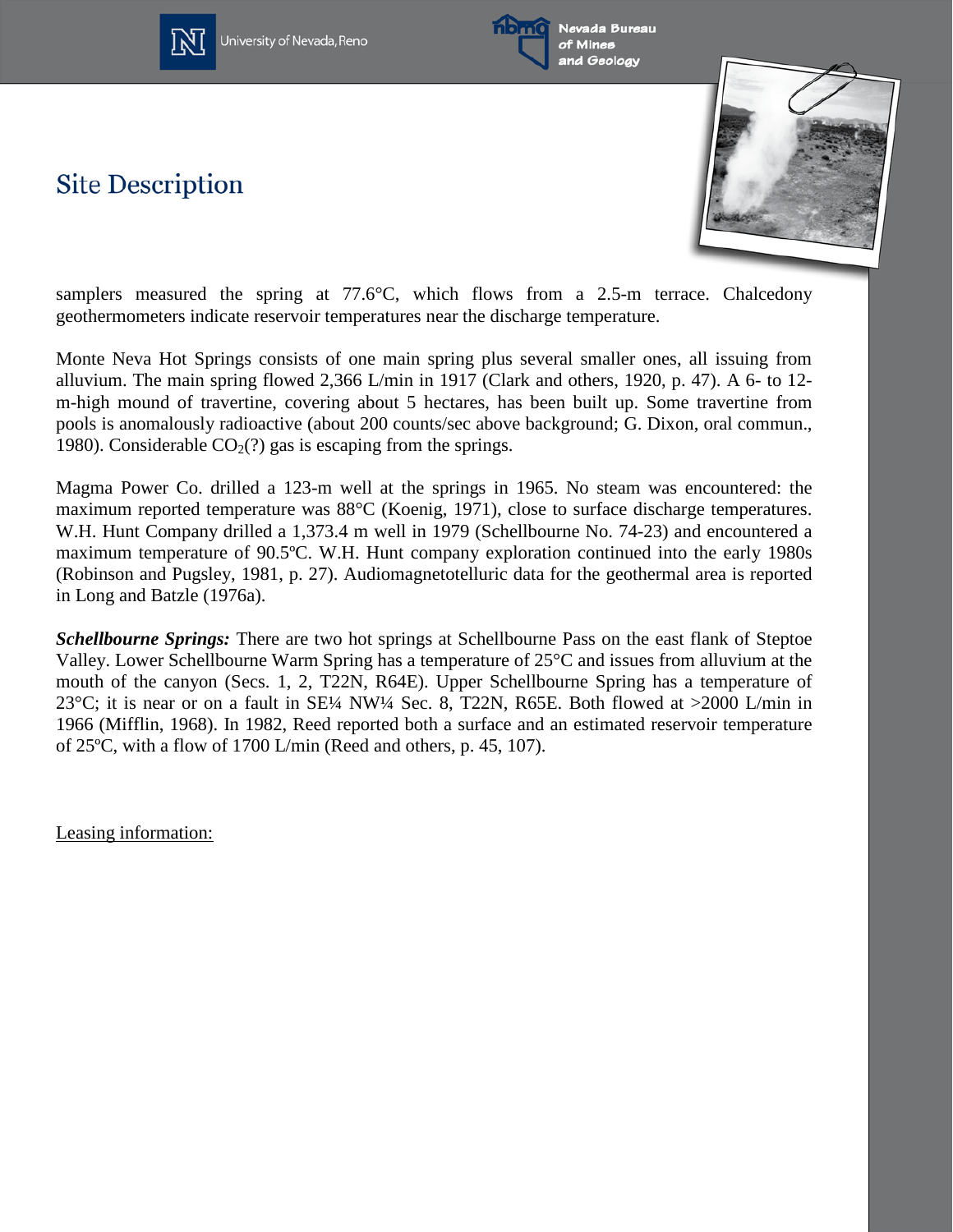# Site Description

samplers measured the spring at 77.6°C, which flows from a 2.5-m terrace. Chalcedony geothermometers indicate reservoir temperatures near the discharge temperature.

Monte Neva Hot Springs consists of one main spring plus several smaller ones, all issuing from alluvium. The main spring flowed 2,366 L/min in 1917 (Clark and others, 1920, p. 47). A 6- to 12-m-high mound of travertine, covering about 5 hectares, has been built up. Some travertine from pools is anomalously radioactive (about 200 counts/sec above background; G. Dixon, oral commun., 1980). Considerable $CO_2$(?) gas is escaping from the springs.

Magma Power Co. drilled a 123-m well at the springs in 1965. No steam was encountered: the maximum reported temperature was 88°C (Koenig, 1971), close to surface discharge temperatures. W.H. Hunt Company drilled a 1,373.4 m well in 1979 (Schellbourne No. 74-23) and encountered a maximum temperature of 90.5ºC. W.H. Hunt company exploration continued into the early 1980s (Robinson and Pugsley, 1981, p. 27). Audiomagnetotelluric data for the geothermal area is reported in Long and Batzle (1976a).

***Schellbourne Springs:*** There are two hot springs at Schellbourne Pass on the east flank of Steptoe Valley. Lower Schellbourne Warm Spring has a temperature of 25°C and issues from alluvium at the mouth of the canyon (Secs. 1, 2, T22N, R64E). Upper Schellbourne Spring has a temperature of 23°C; it is near or on a fault in SE¼ NW¼ Sec. 8, T22N, R65E. Both flowed at >2000 L/min in 1966 (Mifflin, 1968). In 1982, Reed reported both a surface and an estimated reservoir temperature of 25ºC, with a flow of 1700 L/min (Reed and others, p. 45, 107).

<u>Leasing information:</u>